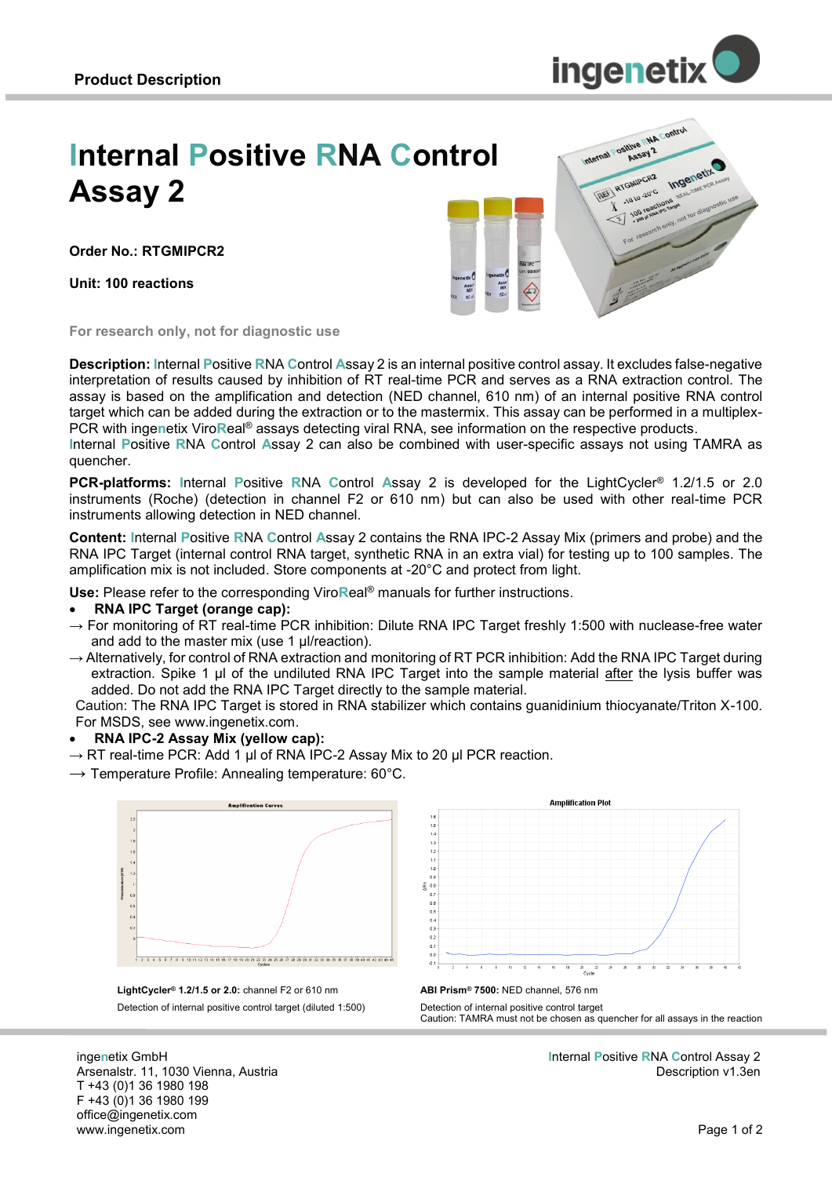**Product Description**

# Internal Positive RNA Control Assay 2

**Order No.: RTGMIPCR2**

**Unit: 100 reactions**

For research only, not for diagnostic use

**Description:** Internal Positive RNA Control Assay 2 is an internal positive control assay. It excludes false-negative interpretation of results caused by inhibition of RT real-time PCR and serves as a RNA extraction control. The assay is based on the amplification and detection (NED channel, 610 nm) of an internal positive RNA control target which can be added during the extraction or to the mastermix. This assay can be performed in a multiplex-PCR with ingenetix ViroReal® assays detecting viral RNA, see information on the respective products.
Internal Positive RNA Control Assay 2 can also be combined with user-specific assays not using TAMRA as quencher.

**PCR-platforms:** Internal Positive RNA Control Assay 2 is developed for the LightCycler® 1.2/1.5 or 2.0 instruments (Roche) (detection in channel F2 or 610 nm) but can also be used with other real-time PCR instruments allowing detection in NED channel.

**Content:** Internal Positive RNA Control Assay 2 contains the RNA IPC-2 Assay Mix (primers and probe) and the RNA IPC Target (internal control RNA target, synthetic RNA in an extra vial) for testing up to 100 samples. The amplification mix is not included. Store components at -20°C and protect from light.

**Use:** Please refer to the corresponding ViroReal® manuals for further instructions.

- **RNA IPC Target (orange cap):**

→ For monitoring of RT real-time PCR inhibition: Dilute RNA IPC Target freshly 1:500 with nuclease-free water and add to the master mix (use 1 µl/reaction).

→ Alternatively, for control of RNA extraction and monitoring of RT PCR inhibition: Add the RNA IPC Target during extraction. Spike 1 µl of the undiluted RNA IPC Target into the sample material after the lysis buffer was added. Do not add the RNA IPC Target directly to the sample material.

Caution: The RNA IPC Target is stored in RNA stabilizer which contains guanidinium thiocyanate/Triton X-100. For MSDS, see www.ingenetix.com.

- **RNA IPC-2 Assay Mix (yellow cap):**

→ RT real-time PCR: Add 1 µl of RNA IPC-2 Assay Mix to 20 µl PCR reaction.

→ Temperature Profile: Annealing temperature: 60°C.

**LightCycler® 1.2/1.5 or 2.0:** channel F2 or 610 nm

Detection of internal positive control target (diluted 1:500)

**ABI Prism® 7500:** NED channel, 576 nm

Detection of internal positive control target
Caution: TAMRA must not be chosen as quencher for all assays in the reaction

ingenetix GmbH
Arsenalstr. 11, 1030 Vienna, Austria
T +43 (0)1 36 1980 198
F +43 (0)1 36 1980 199
office@ingenetix.com
www.ingenetix.com

Internal Positive RNA Control Assay 2
Description v1.3en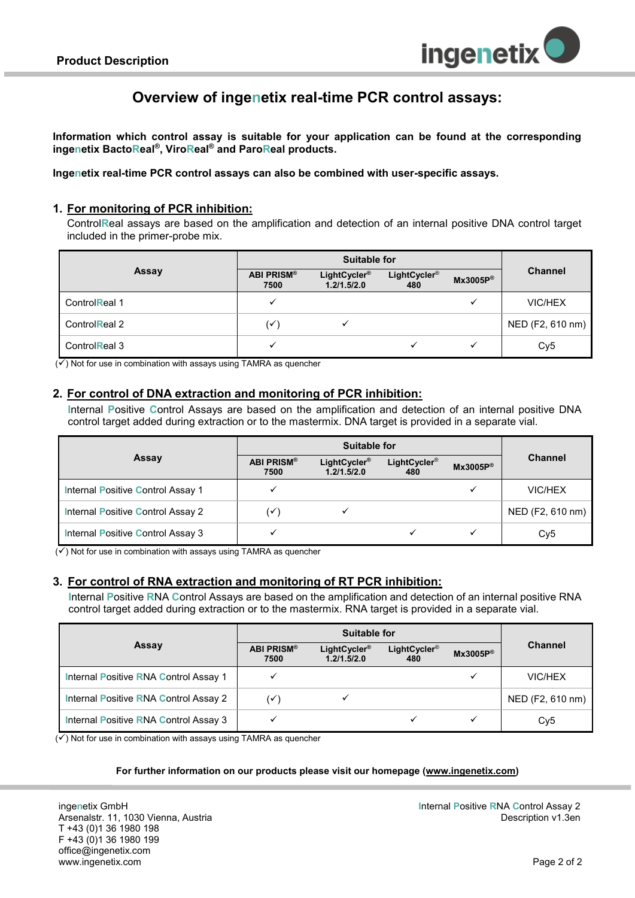**Product Description**

# Overview of ingenetix real-time PCR control assays:

**Information which control assay is suitable for your application can be found at the corresponding ingenetix BactoReal®, ViroReal® and ParoReal products.**

**Ingenetix real-time PCR control assays can also be combined with user-specific assays.**

## 1. For monitoring of PCR inhibition:

ControlReal assays are based on the amplification and detection of an internal positive DNA control target included in the primer-probe mix.

| Assay | Suitable for | | | | Channel |
|---|---|---|---|---|---|
| | ABI PRISM® 7500 | LightCycler® 1.2/1.5/2.0 | LightCycler® 480 | Mx3005P® | |
| ControlReal 1 | ✓ | | | ✓ | VIC/HEX |
| ControlReal 2 | (✓) | ✓ | | | NED (F2, 610 nm) |
| ControlReal 3 | ✓ | | ✓ | ✓ | Cy5 |

(✓) Not for use in combination with assays using TAMRA as quencher

## 2. For control of DNA extraction and monitoring of PCR inhibition:

Internal Positive Control Assays are based on the amplification and detection of an internal positive DNA control target added during extraction or to the mastermix. DNA target is provided in a separate vial.

| Assay | Suitable for | | | | Channel |
|---|---|---|---|---|---|
| | ABI PRISM® 7500 | LightCycler® 1.2/1.5/2.0 | LightCycler® 480 | Mx3005P® | |
| Internal Positive Control Assay 1 | ✓ | | | ✓ | VIC/HEX |
| Internal Positive Control Assay 2 | (✓) | ✓ | | | NED (F2, 610 nm) |
| Internal Positive Control Assay 3 | ✓ | | ✓ | ✓ | Cy5 |

(✓) Not for use in combination with assays using TAMRA as quencher

## 3. For control of RNA extraction and monitoring of RT PCR inhibition:

Internal Positive RNA Control Assays are based on the amplification and detection of an internal positive RNA control target added during extraction or to the mastermix. RNA target is provided in a separate vial.

| Assay | Suitable for | | | | Channel |
|---|---|---|---|---|---|
| | ABI PRISM® 7500 | LightCycler® 1.2/1.5/2.0 | LightCycler® 480 | Mx3005P® | |
| Internal Positive RNA Control Assay 1 | ✓ | | | ✓ | VIC/HEX |
| Internal Positive RNA Control Assay 2 | (✓) | ✓ | | | NED (F2, 610 nm) |
| Internal Positive RNA Control Assay 3 | ✓ | | ✓ | ✓ | Cy5 |

(✓) Not for use in combination with assays using TAMRA as quencher

**For further information on our products please visit our homepage (www.ingenetix.com)**

ingenetix GmbH
Arsenalstr. 11, 1030 Vienna, Austria
T +43 (0)1 36 1980 198
F +43 (0)1 36 1980 199
office@ingenetix.com
www.ingenetix.com

Internal Positive RNA Control Assay 2
Description v1.3en